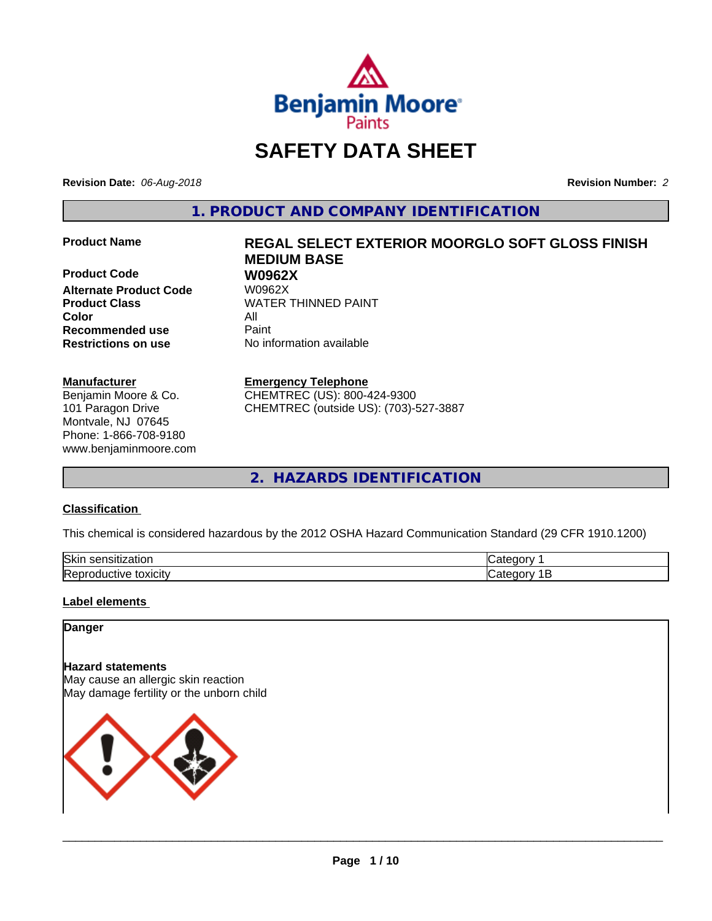# SAFETY DATA SHEET

**Revision Date:** *06-Aug-2018* **Revision Number:** *2*

## 1. PRODUCT AND COMPANY IDENTIFICATION

| | |
|---|---|
| **Product Name** | **REGAL SELECT EXTERIOR MOORGLO SOFT GLOSS FINISH MEDIUM BASE** |
| **Product Code** | **W0962X** |
| **Alternate Product Code** | W0962X |
| **Product Class** | WATER THINNED PAINT |
| **Color** | All |
| **Recommended use** | Paint |
| **Restrictions on use** | No information available |

**Manufacturer**
Benjamin Moore & Co.
101 Paragon Drive
Montvale, NJ 07645
Phone: 1-866-708-9180
www.benjaminmoore.com

**Emergency Telephone**
CHEMTREC (US): 800-424-9300
CHEMTREC (outside US): (703)-527-3887

## 2. HAZARDS IDENTIFICATION

### Classification

This chemical is considered hazardous by the 2012 OSHA Hazard Communication Standard (29 CFR 1910.1200)

| | |
|---|---|
| Skin sensitization | Category 1 |
| Reproductive toxicity | Category 1B |

### Label elements

**Danger**

**Hazard statements**
May cause an allergic skin reaction
May damage fertility or the unborn child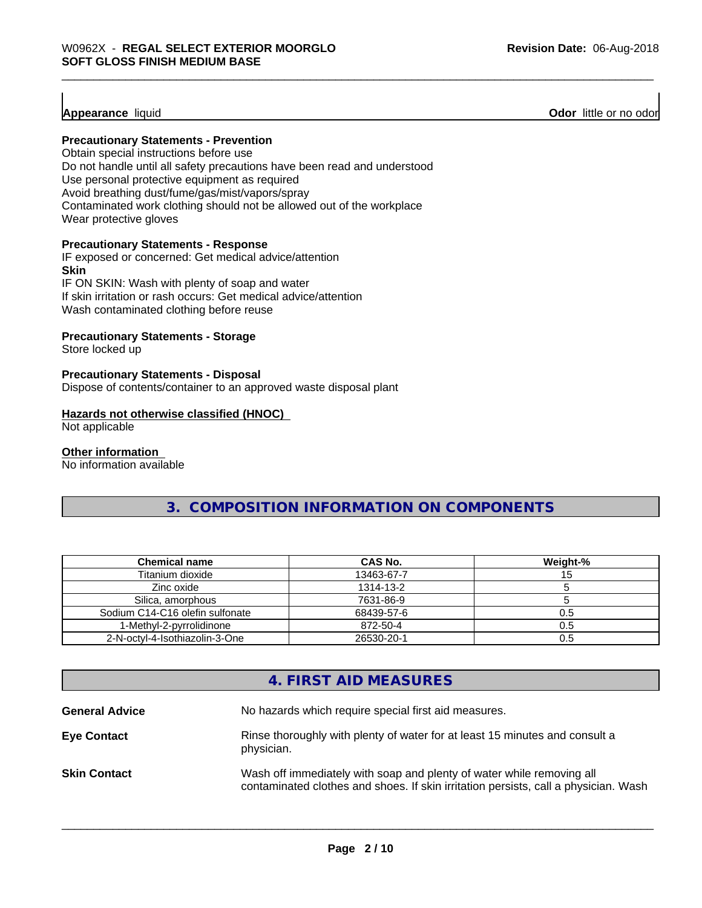**Appearance** liquid **Odor** little or no odor

**Precautionary Statements - Prevention**

Obtain special instructions before use
Do not handle until all safety precautions have been read and understood
Use personal protective equipment as required
Avoid breathing dust/fume/gas/mist/vapors/spray
Contaminated work clothing should not be allowed out of the workplace
Wear protective gloves

**Precautionary Statements - Response**

IF exposed or concerned: Get medical advice/attention

**Skin**

IF ON SKIN: Wash with plenty of soap and water
If skin irritation or rash occurs: Get medical advice/attention
Wash contaminated clothing before reuse

**Precautionary Statements - Storage**

Store locked up

**Precautionary Statements - Disposal**

Dispose of contents/container to an approved waste disposal plant

**Hazards not otherwise classified (HNOC)**

Not applicable

**Other information**

No information available

## 3. COMPOSITION INFORMATION ON COMPONENTS

| Chemical name | CAS No. | Weight-% |
|---|---|---|
| Titanium dioxide | 13463-67-7 | 15 |
| Zinc oxide | 1314-13-2 | 5 |
| Silica, amorphous | 7631-86-9 | 5 |
| Sodium C14-C16 olefin sulfonate | 68439-57-6 | 0.5 |
| 1-Methyl-2-pyrrolidinone | 872-50-4 | 0.5 |
| 2-N-octyl-4-Isothiazolin-3-One | 26530-20-1 | 0.5 |

## 4. FIRST AID MEASURES

**General Advice** No hazards which require special first aid measures.

**Eye Contact** Rinse thoroughly with plenty of water for at least 15 minutes and consult a physician.

**Skin Contact** Wash off immediately with soap and plenty of water while removing all contaminated clothes and shoes. If skin irritation persists, call a physician. Wash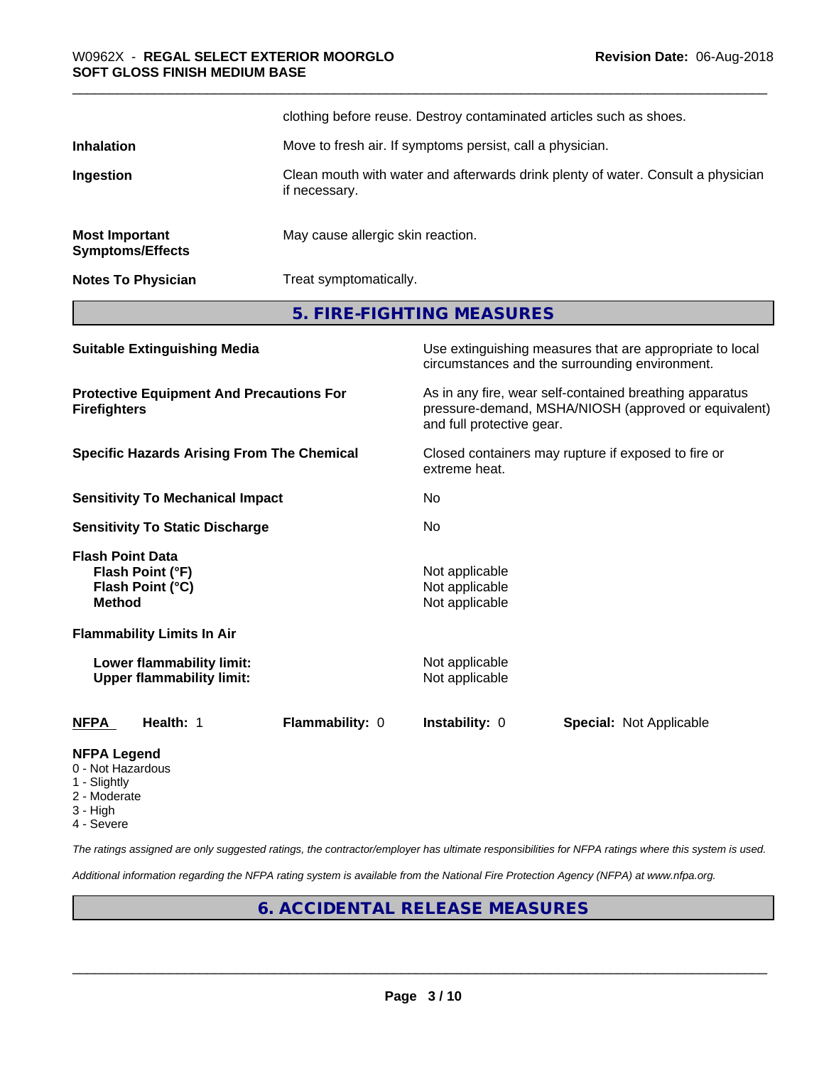| | |
|---|---|
| | clothing before reuse. Destroy contaminated articles such as shoes. |
| **Inhalation** | Move to fresh air. If symptoms persist, call a physician. |
| **Ingestion** | Clean mouth with water and afterwards drink plenty of water. Consult a physician if necessary. |
| **Most Important Symptoms/Effects** | May cause allergic skin reaction. |
| **Notes To Physician** | Treat symptomatically. |

## 5. FIRE-FIGHTING MEASURES

| | |
|---|---|
| **Suitable Extinguishing Media** | Use extinguishing measures that are appropriate to local circumstances and the surrounding environment. |
| **Protective Equipment And Precautions For Firefighters** | As in any fire, wear self-contained breathing apparatus pressure-demand, MSHA/NIOSH (approved or equivalent) and full protective gear. |
| **Specific Hazards Arising From The Chemical** | Closed containers may rupture if exposed to fire or extreme heat. |
| **Sensitivity To Mechanical Impact** | No |
| **Sensitivity To Static Discharge** | No |

**Flash Point Data**

| | |
|---|---|
| **Flash Point (°F)** | Not applicable |
| **Flash Point (°C)** | Not applicable |
| **Method** | Not applicable |

**Flammability Limits In Air**

| | |
|---|---|
| **Lower flammability limit:** | Not applicable |
| **Upper flammability limit:** | Not applicable |

| NFPA | Health: 1 | Flammability: 0 | Instability: 0 | Special: Not Applicable |
|---|---|---|---|---|

**NFPA Legend**
- 0 - Not Hazardous
- 1 - Slightly
- 2 - Moderate
- 3 - High
- 4 - Severe

*The ratings assigned are only suggested ratings, the contractor/employer has ultimate responsibilities for NFPA ratings where this system is used.*

*Additional information regarding the NFPA rating system is available from the National Fire Protection Agency (NFPA) at www.nfpa.org.*

## 6. ACCIDENTAL RELEASE MEASURES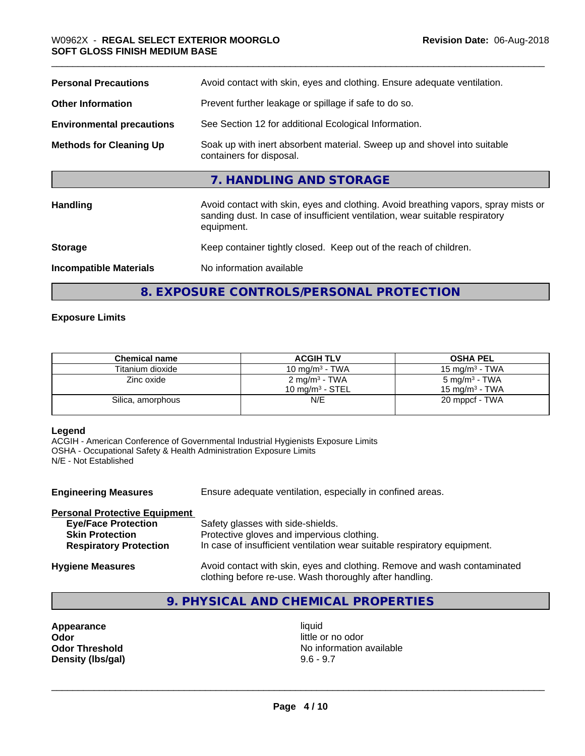| | |
|---|---|
| **Personal Precautions** | Avoid contact with skin, eyes and clothing. Ensure adequate ventilation. |
| **Other Information** | Prevent further leakage or spillage if safe to do so. |
| **Environmental precautions** | See Section 12 for additional Ecological Information. |
| **Methods for Cleaning Up** | Soak up with inert absorbent material. Sweep up and shovel into suitable containers for disposal. |

## 7. HANDLING AND STORAGE

| | |
|---|---|
| **Handling** | Avoid contact with skin, eyes and clothing. Avoid breathing vapors, spray mists or sanding dust. In case of insufficient ventilation, wear suitable respiratory equipment. |
| **Storage** | Keep container tightly closed. Keep out of the reach of children. |
| **Incompatible Materials** | No information available |

## 8. EXPOSURE CONTROLS/PERSONAL PROTECTION

**Exposure Limits**

| Chemical name | ACGIH TLV | OSHA PEL |
|---|---|---|
| Titanium dioxide | 10 mg/m³ - TWA | 15 mg/m³ - TWA |
| Zinc oxide | 2 mg/m³ - TWA<br>10 mg/m³ - STEL | 5 mg/m³ - TWA<br>15 mg/m³ - TWA |
| Silica, amorphous | N/E | 20 mppcf - TWA |

**Legend**
ACGIH - American Conference of Governmental Industrial Hygienists Exposure Limits
OSHA - Occupational Safety & Health Administration Exposure Limits
N/E - Not Established

**Engineering Measures** Ensure adequate ventilation, especially in confined areas.

**Personal Protective Equipment**

- **Eye/Face Protection** Safety glasses with side-shields.
- **Skin Protection** Protective gloves and impervious clothing.
- **Respiratory Protection** In case of insufficient ventilation wear suitable respiratory equipment.

**Hygiene Measures** Avoid contact with skin, eyes and clothing. Remove and wash contaminated clothing before re-use. Wash thoroughly after handling.

## 9. PHYSICAL AND CHEMICAL PROPERTIES

| | |
|---|---|
| **Appearance** | liquid |
| **Odor** | little or no odor |
| **Odor Threshold** | No information available |
| **Density (lbs/gal)** | 9.6 - 9.7 |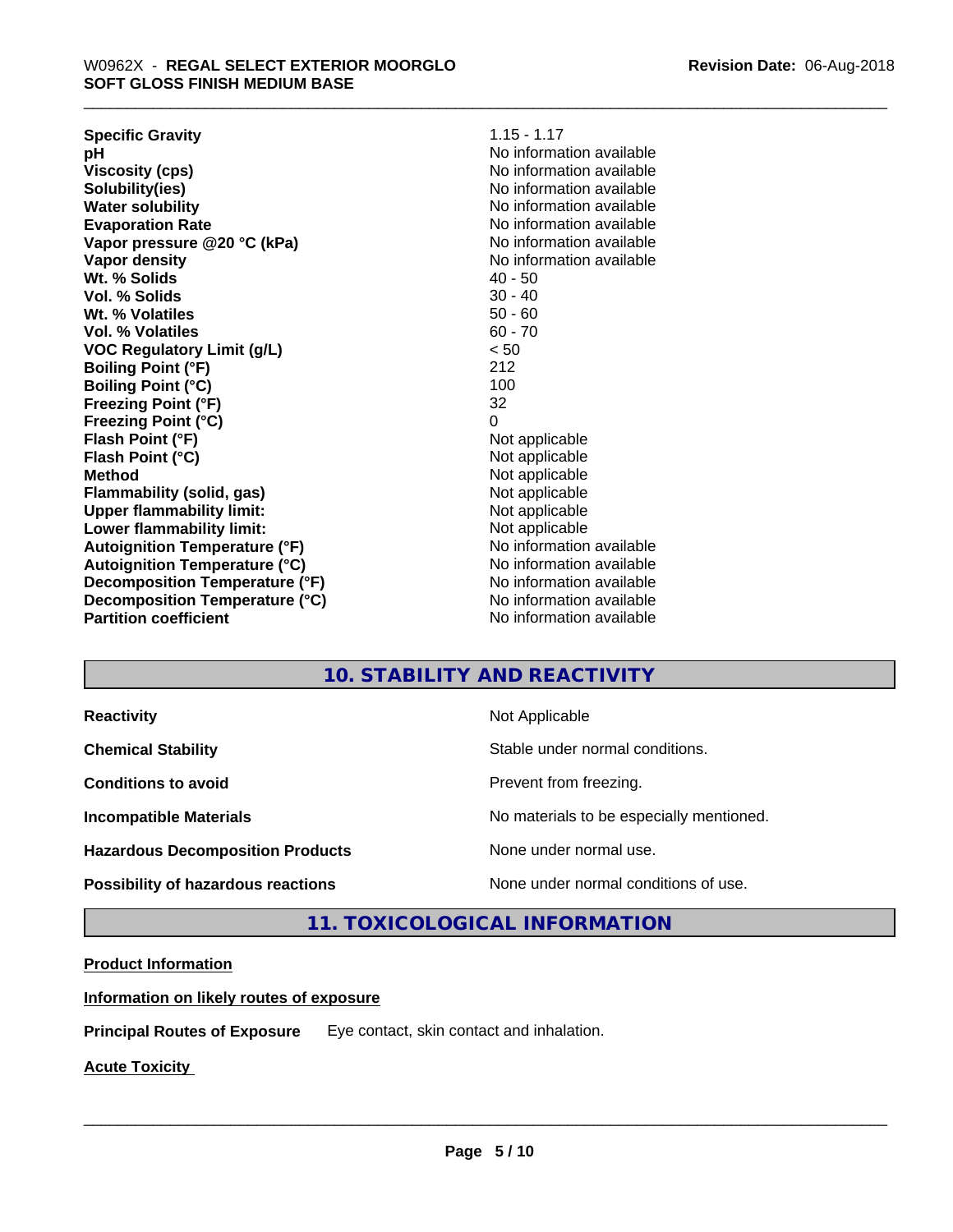| | |
|---|---|
| **Specific Gravity** | 1.15 - 1.17 |
| **pH** | No information available |
| **Viscosity (cps)** | No information available |
| **Solubility(ies)** | No information available |
| **Water solubility** | No information available |
| **Evaporation Rate** | No information available |
| **Vapor pressure @20 °C (kPa)** | No information available |
| **Vapor density** | No information available |
| **Wt. % Solids** | 40 - 50 |
| **Vol. % Solids** | 30 - 40 |
| **Wt. % Volatiles** | 50 - 60 |
| **Vol. % Volatiles** | 60 - 70 |
| **VOC Regulatory Limit (g/L)** | < 50 |
| **Boiling Point (°F)** | 212 |
| **Boiling Point (°C)** | 100 |
| **Freezing Point (°F)** | 32 |
| **Freezing Point (°C)** | 0 |
| **Flash Point (°F)** | Not applicable |
| **Flash Point (°C)** | Not applicable |
| **Method** | Not applicable |
| **Flammability (solid, gas)** | Not applicable |
| **Upper flammability limit:** | Not applicable |
| **Lower flammability limit:** | Not applicable |
| **Autoignition Temperature (°F)** | No information available |
| **Autoignition Temperature (°C)** | No information available |
| **Decomposition Temperature (°F)** | No information available |
| **Decomposition Temperature (°C)** | No information available |
| **Partition coefficient** | No information available |

## 10. STABILITY AND REACTIVITY

| | |
|---|---|
| **Reactivity** | Not Applicable |
| **Chemical Stability** | Stable under normal conditions. |
| **Conditions to avoid** | Prevent from freezing. |
| **Incompatible Materials** | No materials to be especially mentioned. |
| **Hazardous Decomposition Products** | None under normal use. |
| **Possibility of hazardous reactions** | None under normal conditions of use. |

## 11. TOXICOLOGICAL INFORMATION

**Product Information**

**Information on likely routes of exposure**

**Principal Routes of Exposure** Eye contact, skin contact and inhalation.

**Acute Toxicity**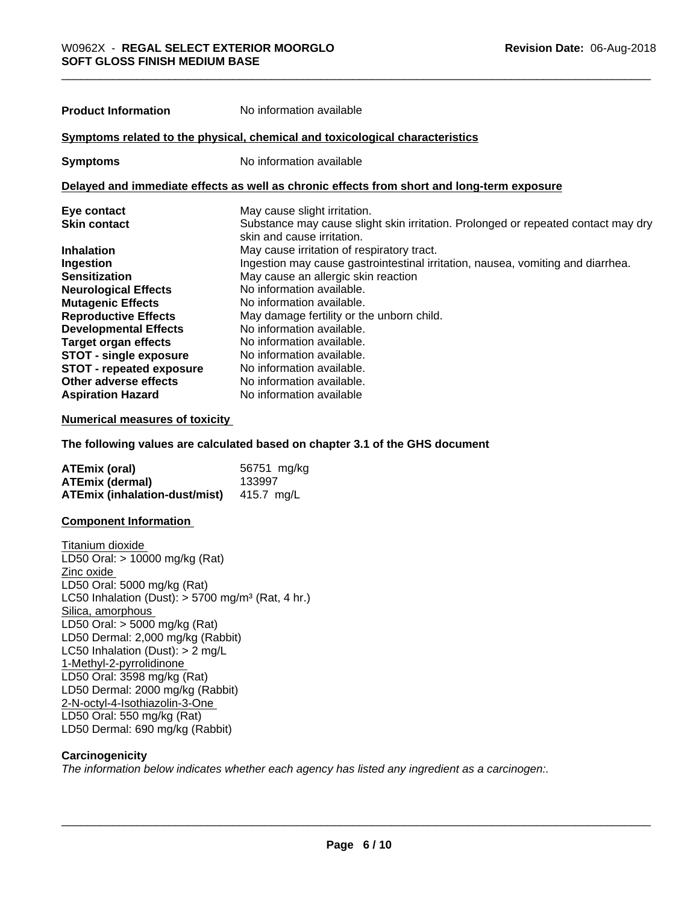| | |
|---|---|
| **Product Information** | No information available |

**Symptoms related to the physical, chemical and toxicological characteristics**

| | |
|---|---|
| **Symptoms** | No information available |

**Delayed and immediate effects as well as chronic effects from short and long-term exposure**

| | |
|---|---|
| **Eye contact** | May cause slight irritation. |
| **Skin contact** | Substance may cause slight skin irritation. Prolonged or repeated contact may dry skin and cause irritation. |
| **Inhalation** | May cause irritation of respiratory tract. |
| **Ingestion** | Ingestion may cause gastrointestinal irritation, nausea, vomiting and diarrhea. |
| **Sensitization** | May cause an allergic skin reaction |
| **Neurological Effects** | No information available. |
| **Mutagenic Effects** | No information available. |
| **Reproductive Effects** | May damage fertility or the unborn child. |
| **Developmental Effects** | No information available. |
| **Target organ effects** | No information available. |
| **STOT - single exposure** | No information available. |
| **STOT - repeated exposure** | No information available. |
| **Other adverse effects** | No information available. |
| **Aspiration Hazard** | No information available |

**Numerical measures of toxicity**

**The following values are calculated based on chapter 3.1 of the GHS document**

| | |
|---|---|
| **ATEmix (oral)** | 56751 mg/kg |
| **ATEmix (dermal)** | 133997 |
| **ATEmix (inhalation-dust/mist)** | 415.7 mg/L |

**Component Information**

Titanium dioxide
LD50 Oral: > 10000 mg/kg (Rat)
Zinc oxide
LD50 Oral: 5000 mg/kg (Rat)
LC50 Inhalation (Dust): > 5700 mg/m³ (Rat, 4 hr.)
Silica, amorphous
LD50 Oral: > 5000 mg/kg (Rat)
LD50 Dermal: 2,000 mg/kg (Rabbit)
LC50 Inhalation (Dust): > 2 mg/L
1-Methyl-2-pyrrolidinone
LD50 Oral: 3598 mg/kg (Rat)
LD50 Dermal: 2000 mg/kg (Rabbit)
2-N-octyl-4-Isothiazolin-3-One
LD50 Oral: 550 mg/kg (Rat)
LD50 Dermal: 690 mg/kg (Rabbit)

**Carcinogenicity**

*The information below indicates whether each agency has listed any ingredient as a carcinogen:.*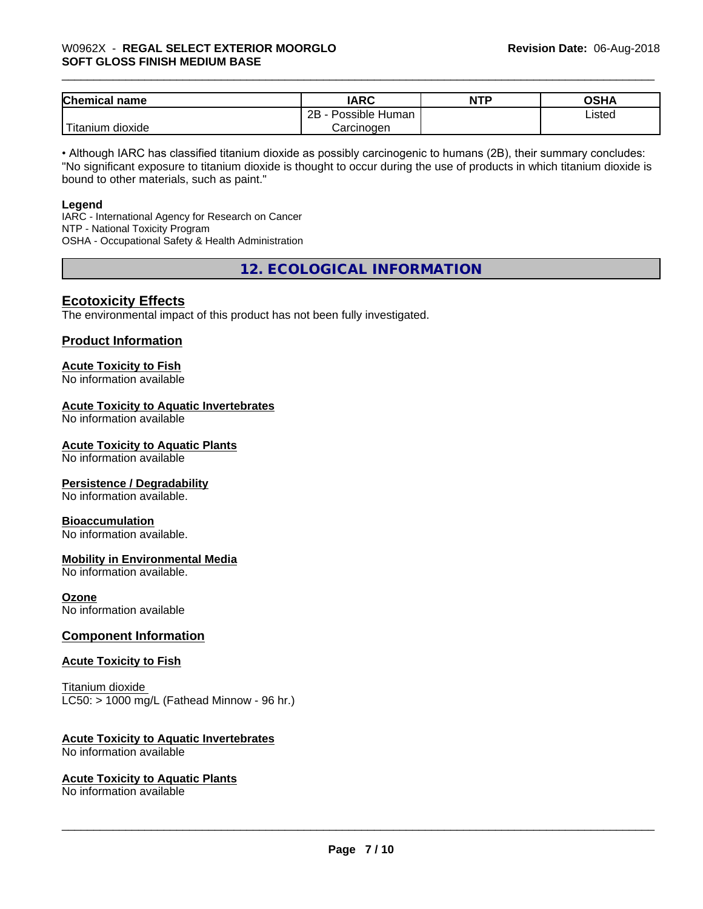| Chemical name | IARC | NTP | OSHA |
| --- | --- | --- | --- |
| Titanium dioxide | 2B - Possible Human Carcinogen | | Listed |

• Although IARC has classified titanium dioxide as possibly carcinogenic to humans (2B), their summary concludes: "No significant exposure to titanium dioxide is thought to occur during the use of products in which titanium dioxide is bound to other materials, such as paint."

**Legend**

IARC - International Agency for Research on Cancer
NTP - National Toxicity Program
OSHA - Occupational Safety & Health Administration

## 12. ECOLOGICAL INFORMATION

### Ecotoxicity Effects

The environmental impact of this product has not been fully investigated.

### Product Information

**Acute Toxicity to Fish**
No information available

**Acute Toxicity to Aquatic Invertebrates**
No information available

**Acute Toxicity to Aquatic Plants**
No information available

**Persistence / Degradability**
No information available.

**Bioaccumulation**
No information available.

**Mobility in Environmental Media**
No information available.

**Ozone**
No information available

### Component Information

**Acute Toxicity to Fish**

Titanium dioxide
LC50: > 1000 mg/L (Fathead Minnow - 96 hr.)

**Acute Toxicity to Aquatic Invertebrates**
No information available

**Acute Toxicity to Aquatic Plants**
No information available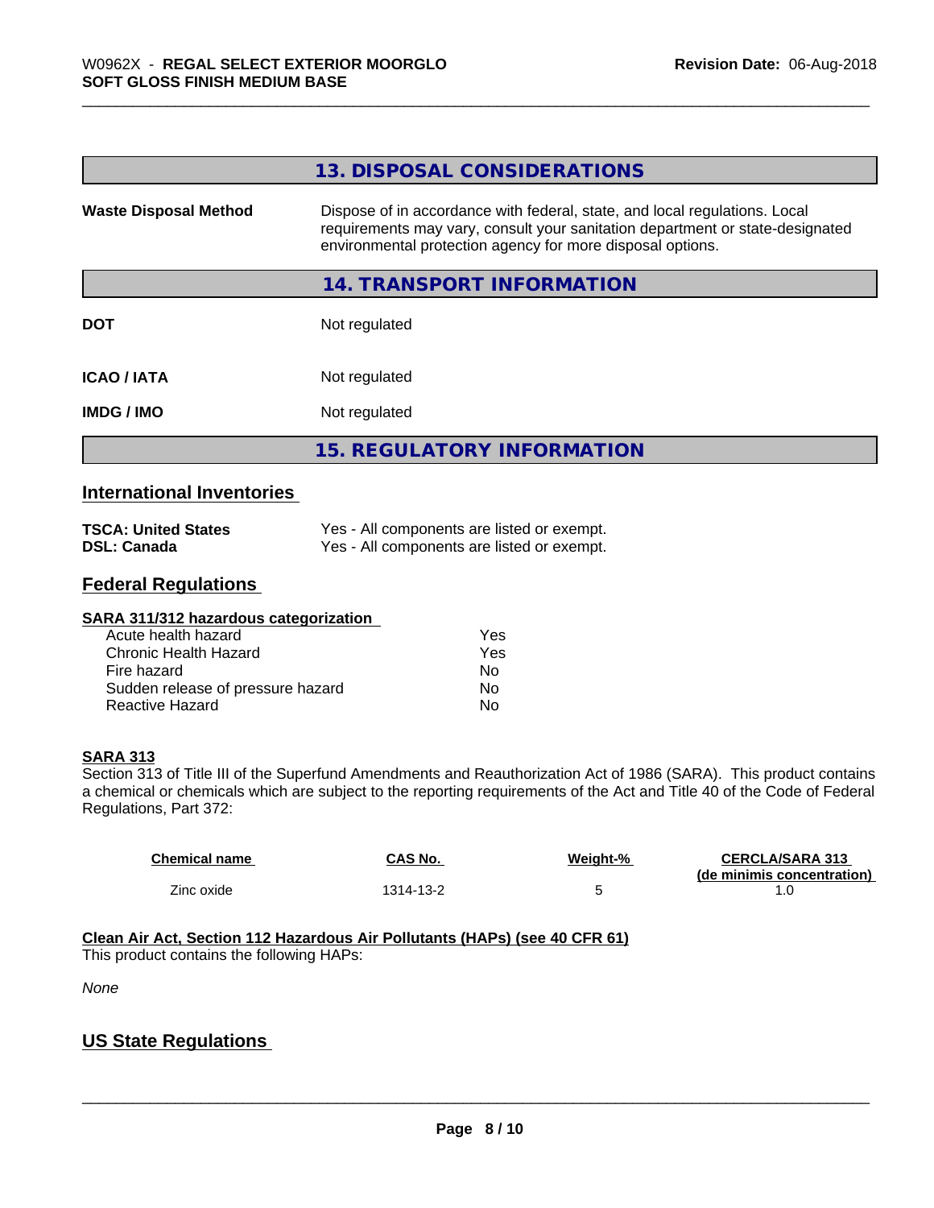## 13. DISPOSAL CONSIDERATIONS

| | |
|---|---|
| **Waste Disposal Method** | Dispose of in accordance with federal, state, and local regulations. Local requirements may vary, consult your sanitation department or state-designated environmental protection agency for more disposal options. |

## 14. TRANSPORT INFORMATION

| | |
|---|---|
| **DOT** | Not regulated |
| **ICAO / IATA** | Not regulated |
| **IMDG / IMO** | Not regulated |

## 15. REGULATORY INFORMATION

### International Inventories

| | |
|---|---|
| **TSCA: United States** | Yes - All components are listed or exempt. |
| **DSL: Canada** | Yes - All components are listed or exempt. |

### Federal Regulations

**SARA 311/312 hazardous categorization**

| | |
|---|---|
| Acute health hazard | Yes |
| Chronic Health Hazard | Yes |
| Fire hazard | No |
| Sudden release of pressure hazard | No |
| Reactive Hazard | No |

**SARA 313**

Section 313 of Title III of the Superfund Amendments and Reauthorization Act of 1986 (SARA). This product contains a chemical or chemicals which are subject to the reporting requirements of the Act and Title 40 of the Code of Federal Regulations, Part 372:

| Chemical name | CAS No. | Weight-% | CERCLA/SARA 313 (de minimis concentration) |
|---|---|---|---|
| Zinc oxide | 1314-13-2 | 5 | 1.0 |

**Clean Air Act, Section 112 Hazardous Air Pollutants (HAPs) (see 40 CFR 61)**

This product contains the following HAPs:

*None*

### US State Regulations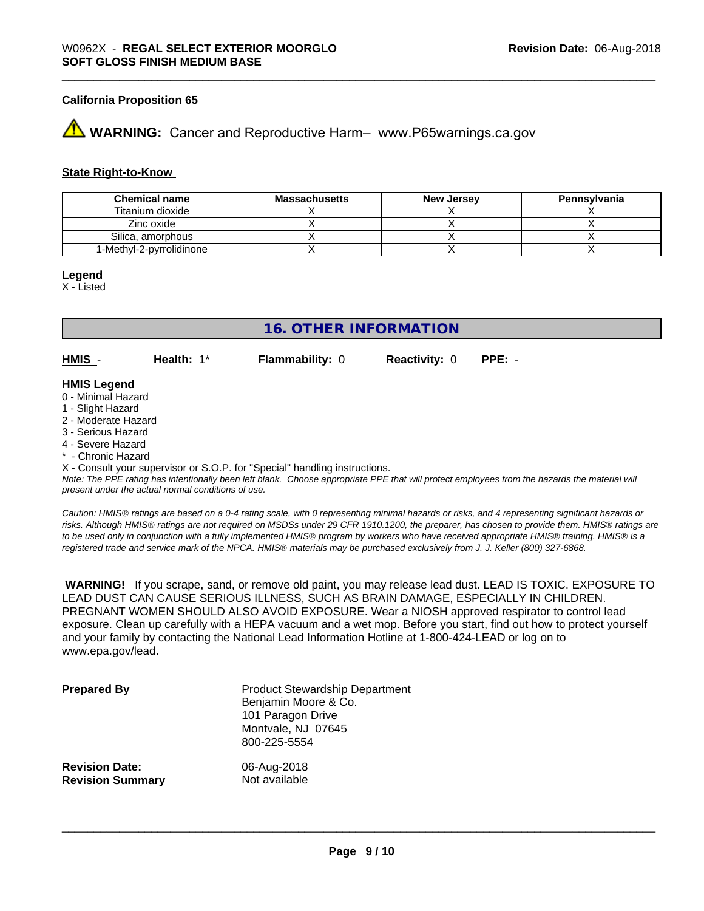## California Proposition 65

⚠ **WARNING:** Cancer and Reproductive Harm– www.P65warnings.ca.gov

### State Right-to-Know

| Chemical name | Massachusetts | New Jersey | Pennsylvania |
|---|---|---|---|
| Titanium dioxide | X | X | X |
| Zinc oxide | X | X | X |
| Silica, amorphous | X | X | X |
| 1-Methyl-2-pyrrolidinone | X | X | X |

**Legend**
X - Listed

## 16. OTHER INFORMATION

**HMIS** - **Health:** 1* **Flammability:** 0 **Reactivity:** 0 **PPE:** -

**HMIS Legend**
0 - Minimal Hazard
1 - Slight Hazard
2 - Moderate Hazard
3 - Serious Hazard
4 - Severe Hazard
* - Chronic Hazard
X - Consult your supervisor or S.O.P. for "Special" handling instructions.
*Note: The PPE rating has intentionally been left blank. Choose appropriate PPE that will protect employees from the hazards the material will present under the actual normal conditions of use.*

*Caution: HMIS® ratings are based on a 0-4 rating scale, with 0 representing minimal hazards or risks, and 4 representing significant hazards or risks. Although HMIS® ratings are not required on MSDSs under 29 CFR 1910.1200, the preparer, has chosen to provide them. HMIS® ratings are to be used only in conjunction with a fully implemented HMIS® program by workers who have received appropriate HMIS® training. HMIS® is a registered trade and service mark of the NPCA. HMIS® materials may be purchased exclusively from J. J. Keller (800) 327-6868.*

**WARNING!** If you scrape, sand, or remove old paint, you may release lead dust. LEAD IS TOXIC. EXPOSURE TO LEAD DUST CAN CAUSE SERIOUS ILLNESS, SUCH AS BRAIN DAMAGE, ESPECIALLY IN CHILDREN. PREGNANT WOMEN SHOULD ALSO AVOID EXPOSURE. Wear a NIOSH approved respirator to control lead exposure. Clean up carefully with a HEPA vacuum and a wet mop. Before you start, find out how to protect yourself and your family by contacting the National Lead Information Hotline at 1-800-424-LEAD or log on to www.epa.gov/lead.

**Prepared By**
Product Stewardship Department
Benjamin Moore & Co.
101 Paragon Drive
Montvale, NJ 07645
800-225-5554

**Revision Date:** 06-Aug-2018
**Revision Summary** Not available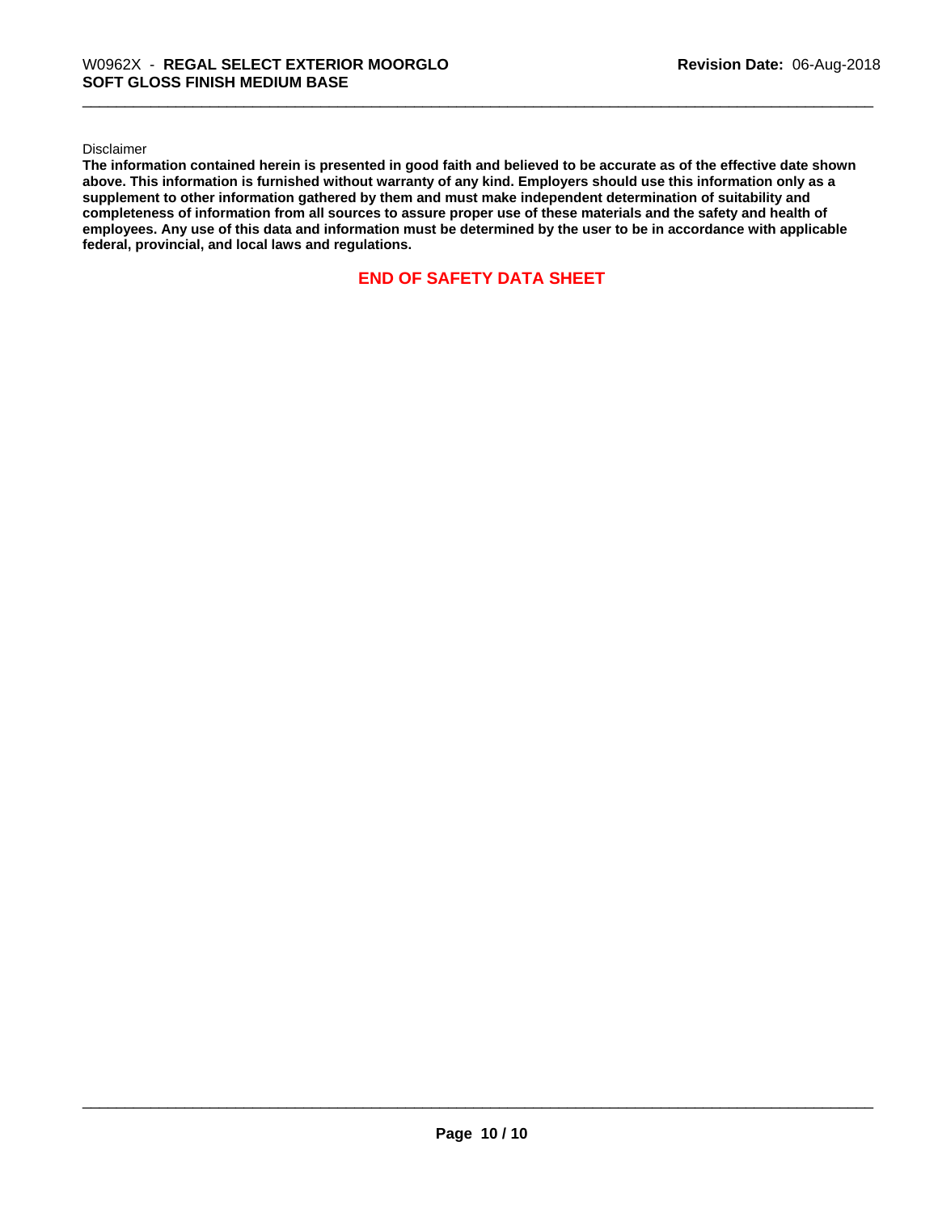Disclaimer

**The information contained herein is presented in good faith and believed to be accurate as of the effective date shown above. This information is furnished without warranty of any kind. Employers should use this information only as a supplement to other information gathered by them and must make independent determination of suitability and completeness of information from all sources to assure proper use of these materials and the safety and health of employees. Any use of this data and information must be determined by the user to be in accordance with applicable federal, provincial, and local laws and regulations.**

**END OF SAFETY DATA SHEET**